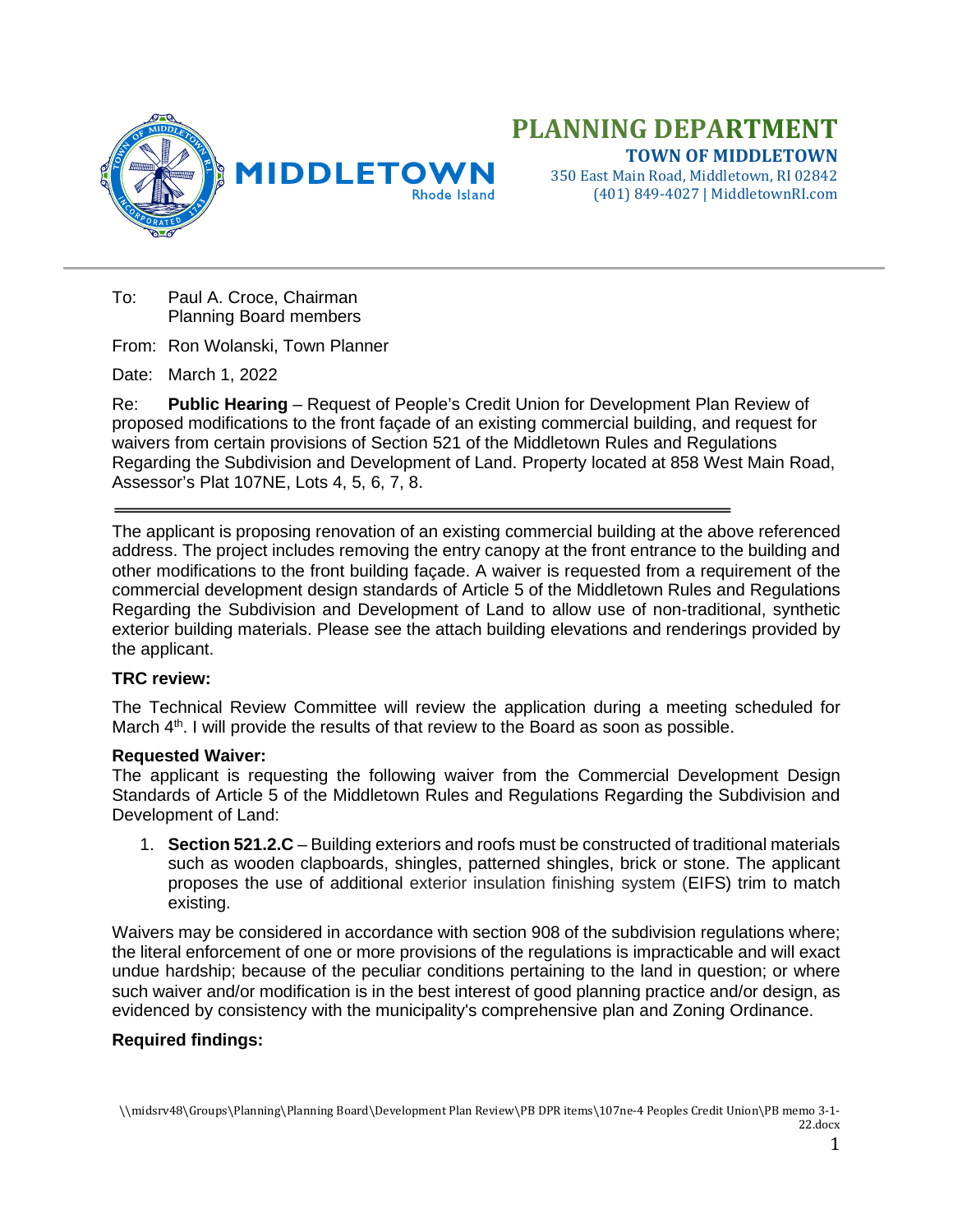# PLANNING DEPARTMENT

**TOWN OF MIDDLETOWN**
350 East Main Road, Middletown, RI 02842
(401) 849-4027 | MiddletownRI.com

To: Paul A. Croce, Chairman
Planning Board members

From: Ron Wolanski, Town Planner

Date: March 1, 2022

Re: **Public Hearing** – Request of People's Credit Union for Development Plan Review of proposed modifications to the front façade of an existing commercial building, and request for waivers from certain provisions of Section 521 of the Middletown Rules and Regulations Regarding the Subdivision and Development of Land. Property located at 858 West Main Road, Assessor's Plat 107NE, Lots 4, 5, 6, 7, 8.

---

The applicant is proposing renovation of an existing commercial building at the above referenced address. The project includes removing the entry canopy at the front entrance to the building and other modifications to the front building façade. A waiver is requested from a requirement of the commercial development design standards of Article 5 of the Middletown Rules and Regulations Regarding the Subdivision and Development of Land to allow use of non-traditional, synthetic exterior building materials. Please see the attach building elevations and renderings provided by the applicant.

**TRC review:**

The Technical Review Committee will review the application during a meeting scheduled for March 4th. I will provide the results of that review to the Board as soon as possible.

**Requested Waiver:**

The applicant is requesting the following waiver from the Commercial Development Design Standards of Article 5 of the Middletown Rules and Regulations Regarding the Subdivision and Development of Land:

1. **Section 521.2.C** – Building exteriors and roofs must be constructed of traditional materials such as wooden clapboards, shingles, patterned shingles, brick or stone. The applicant proposes the use of additional exterior insulation finishing system (EIFS) trim to match existing.

Waivers may be considered in accordance with section 908 of the subdivision regulations where; the literal enforcement of one or more provisions of the regulations is impracticable and will exact undue hardship; because of the peculiar conditions pertaining to the land in question; or where such waiver and/or modification is in the best interest of good planning practice and/or design, as evidenced by consistency with the municipality's comprehensive plan and Zoning Ordinance.

**Required findings:**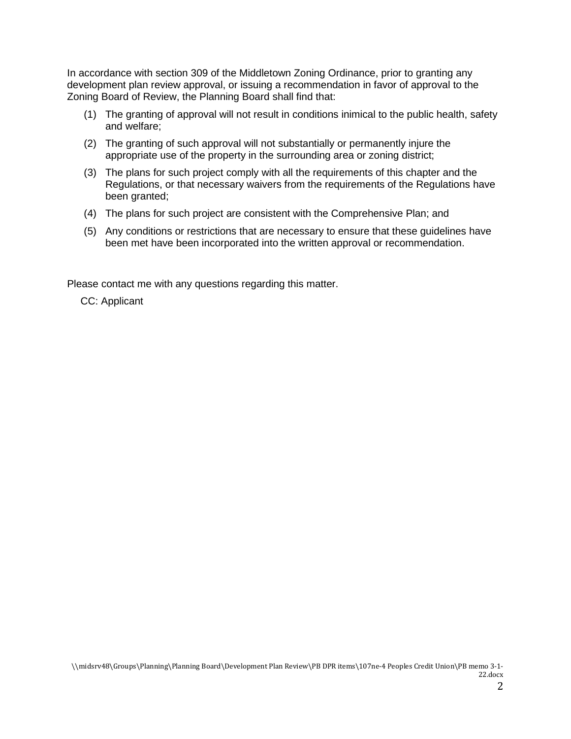In accordance with section 309 of the Middletown Zoning Ordinance, prior to granting any development plan review approval, or issuing a recommendation in favor of approval to the Zoning Board of Review, the Planning Board shall find that:

(1) The granting of approval will not result in conditions inimical to the public health, safety and welfare;

(2) The granting of such approval will not substantially or permanently injure the appropriate use of the property in the surrounding area or zoning district;

(3) The plans for such project comply with all the requirements of this chapter and the Regulations, or that necessary waivers from the requirements of the Regulations have been granted;

(4) The plans for such project are consistent with the Comprehensive Plan; and

(5) Any conditions or restrictions that are necessary to ensure that these guidelines have been met have been incorporated into the written approval or recommendation.

Please contact me with any questions regarding this matter.

CC: Applicant